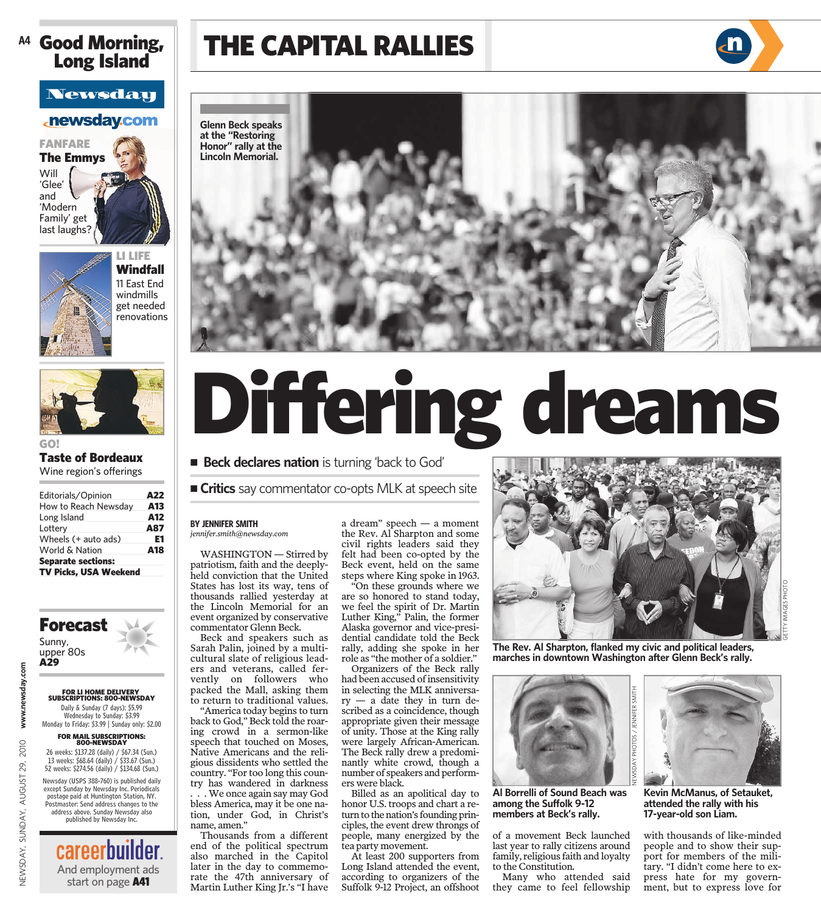# Good Morning, Long Island

**Newsday**

**newsday.com**

**FANFARE**

**The Emmys**

Will 'Glee' and 'Modern Family' get last laughs?

**LI LIFE**

**Windfall**

11 East End windmills get needed renovations

**GO!**

**Taste of Bordeaux**

Wine region's offerings

| | |
|---|---|
| Editorials/Opinion | A22 |
| How to Reach Newsday | A13 |
| Long Island | A12 |
| Lottery | A87 |
| Wheels (+ auto ads) | E1 |
| World & Nation | A18 |
| **Separate sections:** | |
| **TV Picks, USA Weekend** | |

**Forecast**

Sunny, upper 80s **A29**

**FOR LI HOME DELIVERY SUBSCRIPTIONS: 800-NEWSDAY**

Daily & Sunday (7 days): $5.99
Wednesday to Sunday: $3.99
Monday to Friday: $3.99 | Sunday only: $2.00

**FOR MAIL SUBSCRIPTIONS: 800-NEWSDAY**

26 weeks: $137.28 (daily) / $67.34 (Sun.)
13 weeks: $68.64 (daily) / $33.67 (Sun.)
52 weeks: $274.56 (daily) / $134.68 (Sun.)

Newsday (USPS 388-760) is published daily except Sunday by Newsday Inc. Periodicals postage paid at Huntington Station, NY. Postmaster: Send address changes to the address above. Sunday Newsday also published by Newsday Inc.

**careerbuilder.** And employment ads start on page **A41**

NEWSDAY, SUNDAY, AUGUST 29, 2010 www.newsday.com

# THE CAPITAL RALLIES

Glenn Beck speaks at the "Restoring Honor" rally at the Lincoln Memorial.

# Differing dreams

- **Beck declares nation** is turning 'back to God'
- **Critics** say commentator co-opts MLK at speech site

**BY JENNIFER SMITH**
*jennifer.smith@newsday.com*

WASHINGTON — Stirred by patriotism, faith and the deeply-held conviction that the United States has lost its way, tens of thousands rallied yesterday at the Lincoln Memorial for an event organized by conservative commentator Glenn Beck.

Beck and speakers such as Sarah Palin, joined by a multicultural slate of religious leaders and veterans, called fervently on followers who packed the Mall, asking them to return to traditional values.

"America today begins to turn back to God," Beck told the roaring crowd in a sermon-like speech that touched on Moses, Native Americans and the religious dissidents who settled the country. "For too long this country has wandered in darkness . . . We once again say may God bless America, may it be one nation, under God, in Christ's name, amen."

Thousands from a different end of the political spectrum also marched in the Capitol later in the day to commemorate the 47th anniversary of Martin Luther King Jr.'s "I have a dream" speech — a moment the Rev. Al Sharpton and some civil rights leaders said they felt had been co-opted by the Beck event, held on the same steps where King spoke in 1963.

"On these grounds where we are so honored to stand today, we feel the spirit of Dr. Martin Luther King," Palin, the former Alaska governor and vice-presidential candidate told the Beck rally, adding she spoke in her role as "the mother of a soldier."

Organizers of the Beck rally had been accused of insensitivity in selecting the MLK anniversary — a date they in turn described as a coincidence, though appropriate given their message of unity. Those at the King rally were largely African-American. The Beck rally drew a predominantly white crowd, though a number of speakers and performers were black.

Billed as an apolitical day to honor U.S. troops and chart a return to the nation's founding principles, the event drew throngs of people, many energized by the tea party movement.

At least 200 supporters from Long Island attended the event, according to organizers of the Suffolk 9-12 Project, an offshoot of a movement Beck launched last year to rally citizens around family, religious faith and loyalty to the Constitution.

Many who attended said they came to feel fellowship with thousands of like-minded people and to show their support for members of the military. "I didn't come here to express hate for my government, but to express love for

The Rev. Al Sharpton, flanked my civic and political leaders, marches in downtown Washington after Glenn Beck's rally.

Al Borrelli of Sound Beach was among the Suffolk 9-12 members at Beck's rally.

Kevin McManus, of Setauket, attended the rally with his 17-year-old son Liam.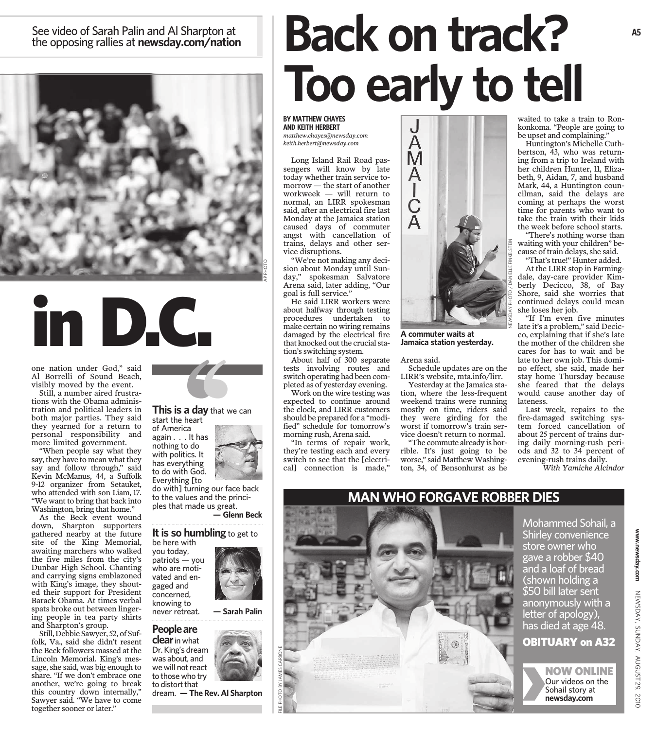See video of Sarah Palin and Al Sharpton at the opposing rallies at **newsday.com/nation**

# in D.C.

one nation under God," said Al Borrelli of Sound Beach, visibly moved by the event.

Still, a number aired frustrations with the Obama administration and political leaders in both major parties. They said they yearned for a return to personal responsibility and more limited government.

"When people say what they say, they have to mean what they say and follow through," said Kevin McManus, 44, a Suffolk 9-12 organizer from Setauket, who attended with son Liam, 17. "We want to bring that back into Washington, bring that home."

As the Beck event wound down, Sharpton supporters gathered nearby at the future site of the King Memorial, awaiting marchers who walked the five miles from the city's Dunbar High School. Chanting and carrying signs emblazoned with King's image, they shouted their support for President Barack Obama. At times verbal spats broke out between lingering people in tea party shirts and Sharpton's group.

Still, Debbie Sawyer, 52, of Suffolk, Va., said she didn't resent the Beck followers massed at the Lincoln Memorial. King's message, she said, was big enough to share. "If we don't embrace one another, we're going to break this country down internally," Sawyer said. "We have to come together sooner or later."

**This is a day** that we can start the heart of America again . . . It has nothing to do with politics. It has everything to do with God. Everything [to do with] turning our face back to the values and the principles that made us great.
**— Glenn Beck**

**It is so humbling** to get to be here with you today, patriots — you who are motivated and engaged and concerned, knowing to never retreat.
**— Sarah Palin**

**People are clear** in what Dr. King's dream was about, and we will not react to those who try to distort that dream.
**— The Rev. Al Sharpton**

# Back on track? Too early to tell

**BY MATTHEW CHAYES AND KEITH HERBERT**
*matthew.chayes@newsday.com*
*keith.herbert@newsday.com*

Long Island Rail Road passengers will know by late today whether train service tomorrow — the start of another workweek — will return to normal, an LIRR spokesman said, after an electrical fire last Monday at the Jamaica station caused days of commuter angst with cancellation of trains, delays and other service disruptions.

"We're not making any decision about Monday until Sunday," spokesman Salvatore Arena said, later adding, "Our goal is full service."

He said LIRR workers were about halfway through testing procedures undertaken to make certain no wiring remains damaged by the electrical fire that knocked out the crucial station's switching system.

About half of 300 separate tests involving routes and switch operating had been completed as of yesterday evening.

Work on the wire testing was expected to continue around the clock, and LIRR customers should be prepared for a "modified" schedule for tomorrow's morning rush, Arena said.

"In terms of repair work, they're testing each and every switch to see that the [electrical] connection is made," Arena said.

**A commuter waits at Jamaica station yesterday.**

Schedule updates are on the LIRR's website, mta.info/lirr.

Yesterday at the Jamaica station, where the less-frequent weekend trains were running mostly on time, riders said they were girding for the worst if tomorrow's train service doesn't return to normal.

"The commute already is horrible. It's just going to be worse," said Matthew Washington, 34, of Bensonhurst as he waited to take a train to Ronkonkoma. "People are going to be upset and complaining."

Huntington's Michelle Cuthbertson, 43, who was returning from a trip to Ireland with her children Hunter, 11, Elizabeth, 9, Aidan, 7, and husband Mark, 44, a Huntington councilman, said the delays are coming at perhaps the worst time for parents who want to take the train with their kids the week before school starts.

"There's nothing worse than waiting with your children" because of train delays, she said.

"That's true!" Hunter added.

At the LIRR stop in Farmingdale, day-care provider Kimberly Decicco, 38, of Bay Shore, said she worries that continued delays could mean she loses her job.

"If I'm even five minutes late it's a problem," said Decicco, explaining that if she's late the mother of the children she cares for has to wait and be late to her own job. This domino effect, she said, made her stay home Thursday because she feared that the delays would cause another day of lateness.

Last week, repairs to the fire-damaged switching system forced cancellation of about 25 percent of trains during daily morning-rush periods and 32 to 34 percent of evening-rush trains daily.

*With Yamiche Alcindor*

## MAN WHO FORGAVE ROBBER DIES

Mohammed Sohail, a Shirley convenience store owner who gave a robber $40 and a loaf of bread (shown holding a $50 bill later sent anonymously with a letter of apology), has died at age 48.

**OBITUARY on A32**

**NOW ONLINE**
Our videos on the Sohail story at **newsday.com**